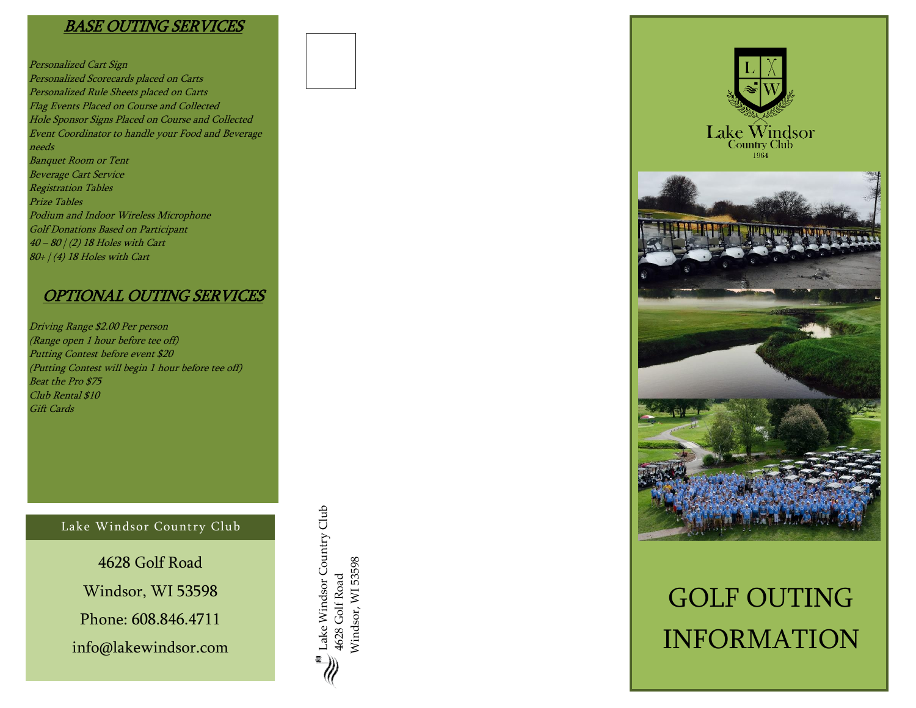## *BASE OUTING SERVICES*

*Personalized Cart Sign*
*Personalized Scorecards placed on Carts*
*Personalized Rule Sheets placed on Carts*
*Flag Events Placed on Course and Collected*
*Hole Sponsor Signs Placed on Course and Collected*
*Event Coordinator to handle your Food and Beverage needs*
*Banquet Room or Tent*
*Beverage Cart Service*
*Registration Tables*
*Prize Tables*
*Podium and Indoor Wireless Microphone*
*Golf Donations Based on Participant*
*40 – 80 | (2) 18 Holes with Cart*
*80+ | (4) 18 Holes with Cart*

## *OPTIONAL OUTING SERVICES*

*Driving Range $2.00 Per person*
*(Range open 1 hour before tee off)*
*Putting Contest before event $20*
*(Putting Contest will begin 1 hour before tee off)*
*Beat the Pro $75*
*Club Rental $10*
*Gift Cards*

Lake Windsor Country Club

4628 Golf Road
Windsor, WI 53598
Phone: 608.846.4711
info@lakewindsor.com

Lake Windsor Country Club
4628 Golf Road
Windsor, WI 53598

Lake Windsor
Country Club
1964

# GOLF OUTING INFORMATION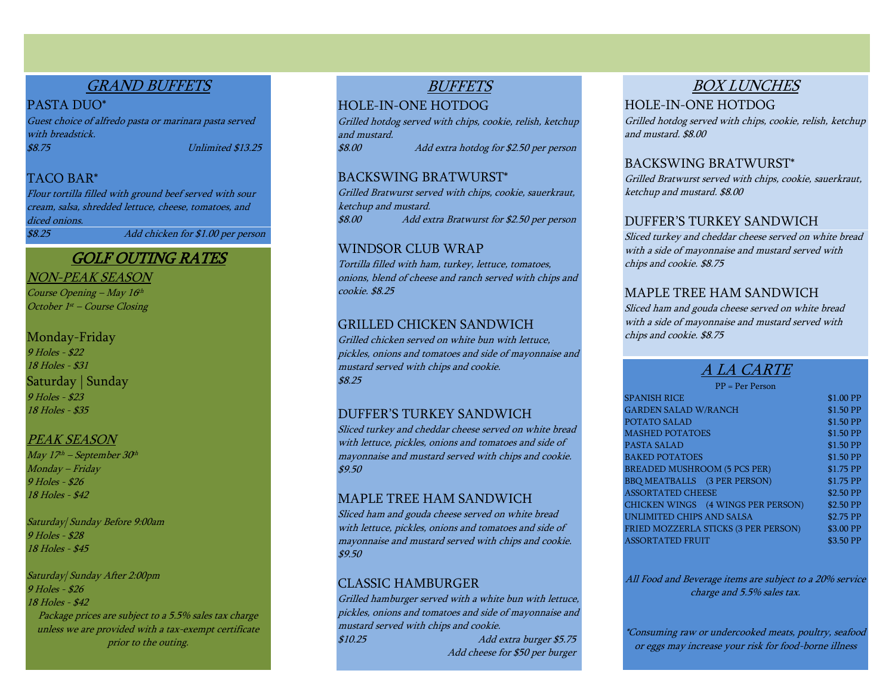## GRAND BUFFETS

### PASTA DUO*

*Guest choice of alfredo pasta or marinara pasta served with breadstick.*

*$8.75* *Unlimited $13.25*

### TACO BAR*

*Flour tortilla filled with ground beef served with sour cream, salsa, shredded lettuce, cheese, tomatoes, and diced onions.*

*$8.25* *Add chicken for $1.00 per person*

## GOLF OUTING RATES

### NON-PEAK SEASON

*Course Opening – May 16th*
*October 1st – Course Closing*

Monday-Friday

*9 Holes - $22*
*18 Holes - $31*

Saturday | Sunday

*9 Holes - $23*
*18 Holes - $35*

### PEAK SEASON

*May 17th – September 30th*
*Monday – Friday*
*9 Holes - $26*
*18 Holes - $42*

*Saturday/ Sunday Before 9:00am*
*9 Holes - $28*
*18 Holes - $45*

*Saturday/ Sunday After 2:00pm*
*9 Holes - $26*
*18 Holes - $42*

*Package prices are subject to a 5.5% sales tax charge unless we are provided with a tax-exempt certificate prior to the outing.*

## BUFFETS

### HOLE-IN-ONE HOTDOG

*Grilled hotdog served with chips, cookie, relish, ketchup and mustard.*

*$8.00* *Add extra hotdog for $2.50 per person*

### BACKSWING BRATWURST*

*Grilled Bratwurst served with chips, cookie, sauerkraut, ketchup and mustard.*

*$8.00* *Add extra Bratwurst for $2.50 per person*

### WINDSOR CLUB WRAP

*Tortilla filled with ham, turkey, lettuce, tomatoes, onions, blend of cheese and ranch served with chips and cookie. $8.25*

### GRILLED CHICKEN SANDWICH

*Grilled chicken served on white bun with lettuce, pickles, onions and tomatoes and side of mayonnaise and mustard served with chips and cookie.*
*$8.25*

### DUFFER'S TURKEY SANDWICH

*Sliced turkey and cheddar cheese served on white bread with lettuce, pickles, onions and tomatoes and side of mayonnaise and mustard served with chips and cookie.*
*$9.50*

### MAPLE TREE HAM SANDWICH

*Sliced ham and gouda cheese served on white bread with lettuce, pickles, onions and tomatoes and side of mayonnaise and mustard served with chips and cookie.*
*$9.50*

### CLASSIC HAMBURGER

*Grilled hamburger served with a white bun with lettuce, pickles, onions and tomatoes and side of mayonnaise and mustard served with chips and cookie.*

*$10.25* *Add extra burger $5.75*
*Add cheese for $50 per burger*

## BOX LUNCHES

### HOLE-IN-ONE HOTDOG

*Grilled hotdog served with chips, cookie, relish, ketchup and mustard. $8.00*

### BACKSWING BRATWURST*

*Grilled Bratwurst served with chips, cookie, sauerkraut, ketchup and mustard. $8.00*

### DUFFER'S TURKEY SANDWICH

*Sliced turkey and cheddar cheese served on white bread with a side of mayonnaise and mustard served with chips and cookie. $8.75*

### MAPLE TREE HAM SANDWICH

*Sliced ham and gouda cheese served on white bread with a side of mayonnaise and mustard served with chips and cookie. $8.75*

## A LA CARTE

PP = Per Person

| | |
|---|---|
| SPANISH RICE | $1.00 PP |
| GARDEN SALAD W/RANCH | $1.50 PP |
| POTATO SALAD | $1.50 PP |
| MASHED POTATOES | $1.50 PP |
| PASTA SALAD | $1.50 PP |
| BAKED POTATOES | $1.50 PP |
| BREADED MUSHROOM (5 PCS PER) | $1.75 PP |
| BBQ MEATBALLS (3 PER PERSON) | $1.75 PP |
| ASSORTATED CHEESE | $2.50 PP |
| CHICKEN WINGS (4 WINGS PER PERSON) | $2.50 PP |
| UNLIMITED CHIPS AND SALSA | $2.75 PP |
| FRIED MOZZERLA STICKS (3 PER PERSON) | $3.00 PP |
| ASSORTATED FRUIT | $3.50 PP |

*All Food and Beverage items are subject to a 20% service charge and 5.5% sales tax.*

*\*Consuming raw or undercooked meats, poultry, seafood or eggs may increase your risk for food-borne illness*